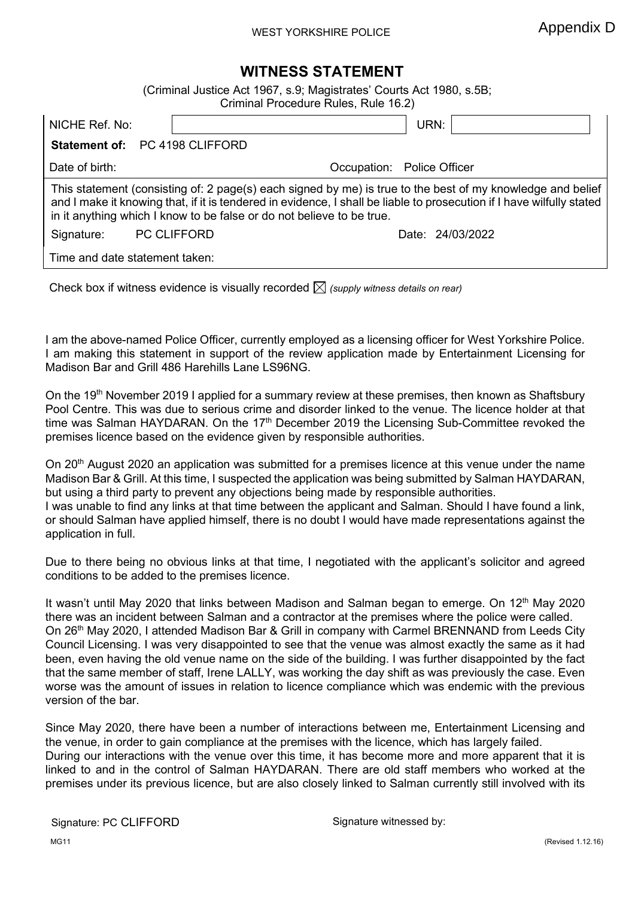Appendix D

WEST YORKSHIRE POLICE

# WITNESS STATEMENT

(Criminal Justice Act 1967, s.9; Magistrates' Courts Act 1980, s.5B; Criminal Procedure Rules, Rule 16.2)

| NICHE Ref. No: | | URN: | |
|---|---|---|---|
| **Statement of:** PC 4198 CLIFFORD | | | |
| Date of birth: | | Occupation: Police Officer | |

This statement (consisting of: 2 page(s) each signed by me) is true to the best of my knowledge and belief and I make it knowing that, if it is tendered in evidence, I shall be liable to prosecution if I have wilfully stated in it anything which I know to be false or do not believe to be true.

Signature: PC CLIFFORD Date: 24/03/2022

Time and date statement taken:

Check box if witness evidence is visually recorded ☒ *(supply witness details on rear)*

I am the above-named Police Officer, currently employed as a licensing officer for West Yorkshire Police. I am making this statement in support of the review application made by Entertainment Licensing for Madison Bar and Grill 486 Harehills Lane LS96NG.

On the 19th November 2019 I applied for a summary review at these premises, then known as Shaftsbury Pool Centre. This was due to serious crime and disorder linked to the venue. The licence holder at that time was Salman HAYDARAN. On the 17th December 2019 the Licensing Sub-Committee revoked the premises licence based on the evidence given by responsible authorities.

On 20th August 2020 an application was submitted for a premises licence at this venue under the name Madison Bar & Grill. At this time, I suspected the application was being submitted by Salman HAYDARAN, but using a third party to prevent any objections being made by responsible authorities.
I was unable to find any links at that time between the applicant and Salman. Should I have found a link, or should Salman have applied himself, there is no doubt I would have made representations against the application in full.

Due to there being no obvious links at that time, I negotiated with the applicant's solicitor and agreed conditions to be added to the premises licence.

It wasn't until May 2020 that links between Madison and Salman began to emerge. On 12th May 2020 there was an incident between Salman and a contractor at the premises where the police were called.
On 26th May 2020, I attended Madison Bar & Grill in company with Carmel BRENNAND from Leeds City Council Licensing. I was very disappointed to see that the venue was almost exactly the same as it had been, even having the old venue name on the side of the building. I was further disappointed by the fact that the same member of staff, Irene LALLY, was working the day shift as was previously the case. Even worse was the amount of issues in relation to licence compliance which was endemic with the previous version of the bar.

Since May 2020, there have been a number of interactions between me, Entertainment Licensing and the venue, in order to gain compliance at the premises with the licence, which has largely failed.
During our interactions with the venue over this time, it has become more and more apparent that it is linked to and in the control of Salman HAYDARAN. There are old staff members who worked at the premises under its previous licence, but are also closely linked to Salman currently still involved with its

Signature: PC CLIFFORD Signature witnessed by:

MG11 (Revised 1.12.16)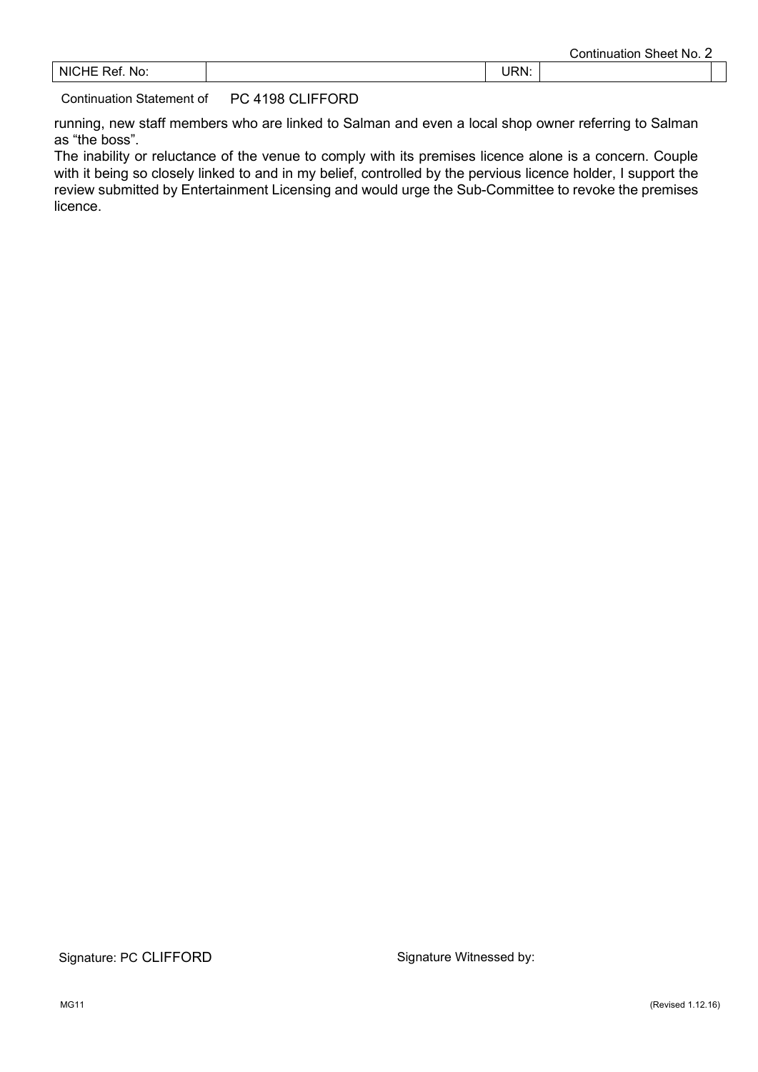Continuation Sheet No. 2

| NICHE Ref. No: | | URN: | | |
|---|---|---|---|---|

Continuation Statement of PC 4198 CLIFFORD

running, new staff members who are linked to Salman and even a local shop owner referring to Salman as "the boss".

The inability or reluctance of the venue to comply with its premises licence alone is a concern. Couple with it being so closely linked to and in my belief, controlled by the pervious licence holder, I support the review submitted by Entertainment Licensing and would urge the Sub-Committee to revoke the premises licence.

Signature: PC CLIFFORD

Signature Witnessed by:

MG11 (Revised 1.12.16)